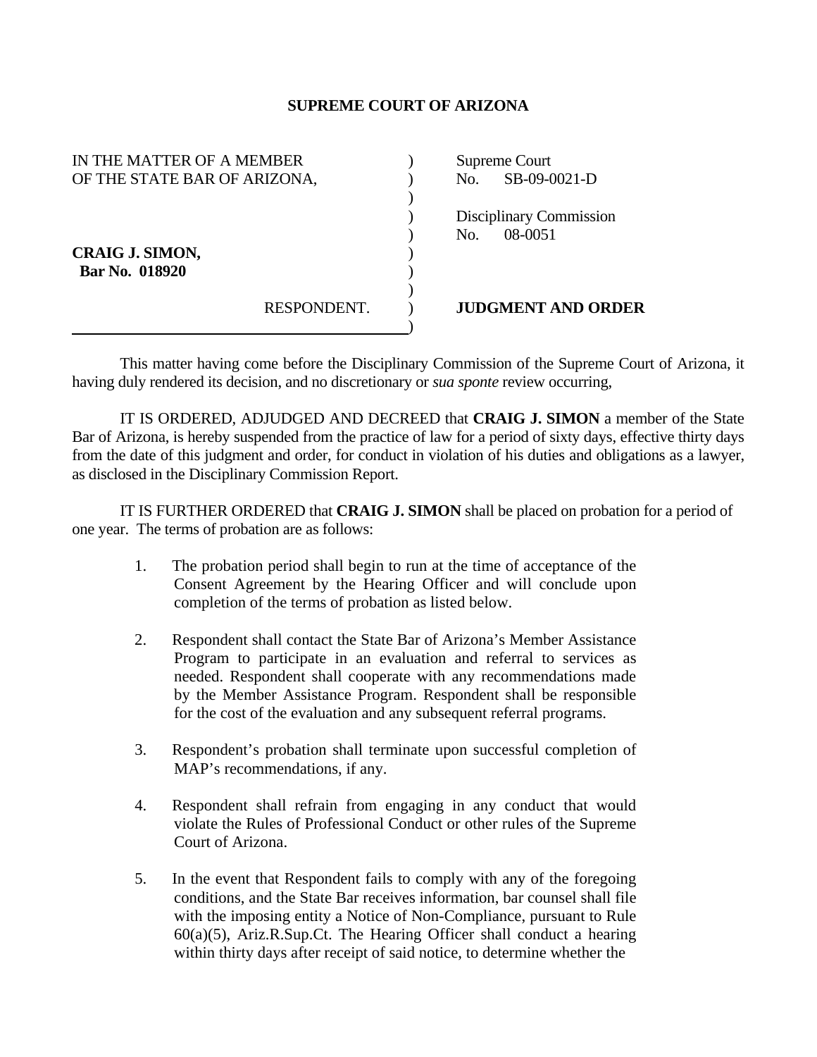# SUPREME COURT OF ARIZONA

| | |
|---|---|
| IN THE MATTER OF A MEMBER OF THE STATE BAR OF ARIZONA, | Supreme Court No. SB-09-0021-D |
| | Disciplinary Commission No. 08-0051 |
| **CRAIG J. SIMON,** **Bar No. 018920** | |
| RESPONDENT. | **JUDGMENT AND ORDER** |

This matter having come before the Disciplinary Commission of the Supreme Court of Arizona, it having duly rendered its decision, and no discretionary or *sua sponte* review occurring,

IT IS ORDERED, ADJUDGED AND DECREED that **CRAIG J. SIMON** a member of the State Bar of Arizona, is hereby suspended from the practice of law for a period of sixty days, effective thirty days from the date of this judgment and order, for conduct in violation of his duties and obligations as a lawyer, as disclosed in the Disciplinary Commission Report.

IT IS FURTHER ORDERED that **CRAIG J. SIMON** shall be placed on probation for a period of one year. The terms of probation are as follows:

1. The probation period shall begin to run at the time of acceptance of the Consent Agreement by the Hearing Officer and will conclude upon completion of the terms of probation as listed below.

2. Respondent shall contact the State Bar of Arizona's Member Assistance Program to participate in an evaluation and referral to services as needed. Respondent shall cooperate with any recommendations made by the Member Assistance Program. Respondent shall be responsible for the cost of the evaluation and any subsequent referral programs.

3. Respondent's probation shall terminate upon successful completion of MAP's recommendations, if any.

4. Respondent shall refrain from engaging in any conduct that would violate the Rules of Professional Conduct or other rules of the Supreme Court of Arizona.

5. In the event that Respondent fails to comply with any of the foregoing conditions, and the State Bar receives information, bar counsel shall file with the imposing entity a Notice of Non-Compliance, pursuant to Rule 60(a)(5), Ariz.R.Sup.Ct. The Hearing Officer shall conduct a hearing within thirty days after receipt of said notice, to determine whether the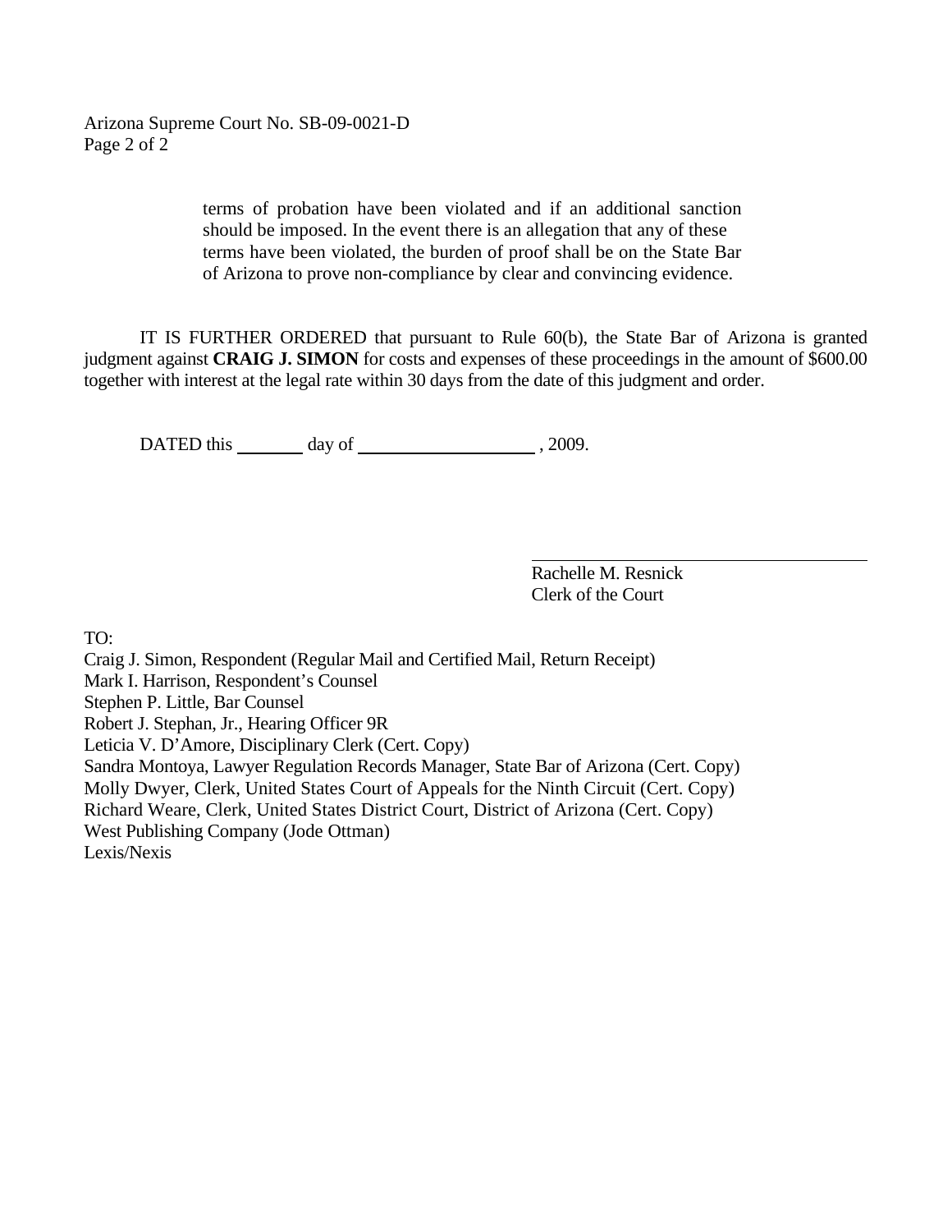> terms of probation have been violated and if an additional sanction should be imposed. In the event there is an allegation that any of these terms have been violated, the burden of proof shall be on the State Bar of Arizona to prove non-compliance by clear and convincing evidence.

IT IS FURTHER ORDERED that pursuant to Rule 60(b), the State Bar of Arizona is granted judgment against **CRAIG J. SIMON** for costs and expenses of these proceedings in the amount of $600.00 together with interest at the legal rate within 30 days from the date of this judgment and order.

DATED this ________ day of ____________________ , 2009.

\_\_\_\_\_\_\_\_\_\_\_\_\_\_\_\_\_\_\_\_\_\_\_\_\_\_\_\_\_\_\_\_\_\_\_\_\_\_\_\_
Rachelle M. Resnick
Clerk of the Court

TO:
Craig J. Simon, Respondent (Regular Mail and Certified Mail, Return Receipt)
Mark I. Harrison, Respondent's Counsel
Stephen P. Little, Bar Counsel
Robert J. Stephan, Jr., Hearing Officer 9R
Leticia V. D'Amore, Disciplinary Clerk (Cert. Copy)
Sandra Montoya, Lawyer Regulation Records Manager, State Bar of Arizona (Cert. Copy)
Molly Dwyer, Clerk, United States Court of Appeals for the Ninth Circuit (Cert. Copy)
Richard Weare, Clerk, United States District Court, District of Arizona (Cert. Copy)
West Publishing Company (Jode Ottman)
Lexis/Nexis